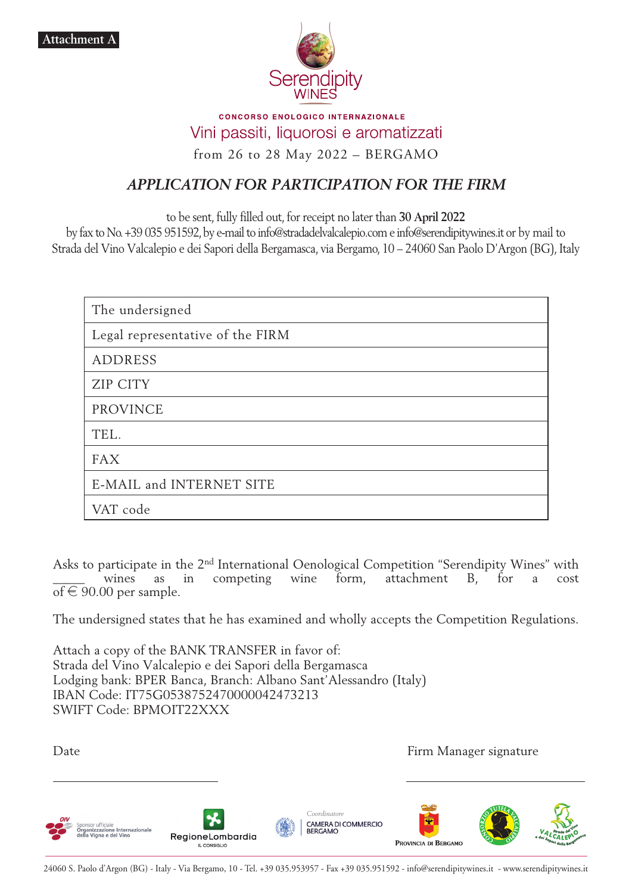**Attachment A**

Serendipity WINES

CONCORSO ENOLOGICO INTERNAZIONALE

Vini passiti, liquorosi e aromatizzati

from 26 to 28 May 2022 – BERGAMO

## *APPLICATION FOR PARTICIPATION FOR THE FIRM*

to be sent, fully filled out, for receipt no later than **30 April 2022**
by fax to No. +39 035 951592, by e-mail to info@stradadelvalcalepio.com e info@serendipitywines.it or by mail to Strada del Vino Valcalepio e dei Sapori della Bergamasca, via Bergamo, 10 – 24060 San Paolo D'Argon (BG), Italy

| The undersigned |
|---|
| Legal representative of the FIRM |
| ADDRESS |
| ZIP CITY |
| PROVINCE |
| TEL. |
| FAX |
| E-MAIL and INTERNET SITE |
| VAT code |

Asks to participate in the 2nd International Oenological Competition "Serendipity Wines" with _____ wines as in competing wine form, attachment B, for a cost of € 90.00 per sample.

The undersigned states that he has examined and wholly accepts the Competition Regulations.

Attach a copy of the BANK TRANSFER in favor of:
Strada del Vino Valcalepio e dei Sapori della Bergamasca
Lodging bank: BPER Banca, Branch: Albano Sant'Alessandro (Italy)
IBAN Code: IT75G0538752470000042473213
SWIFT Code: BPMOIT22XXX

Date ______________________ Firm Manager signature ______________________

OIV Sponsor ufficiale Organizzazione Internazionale della Vigna e del Vino — RegioneLombardia IL CONSIGLIO — Coordinatore CAMERA DI COMMERCIO BERGAMO — PROVINCIA DI BERGAMO — Consorzio Tutela Valcalepio — Strada del Vino Valcalepio e dei Sapori della Bergamasca

24060 S. Paolo d'Argon (BG) - Italy - Via Bergamo, 10 - Tel. +39 035.953957 - Fax +39 035.951592 - info@serendipitywines.it - www.serendipitywines.it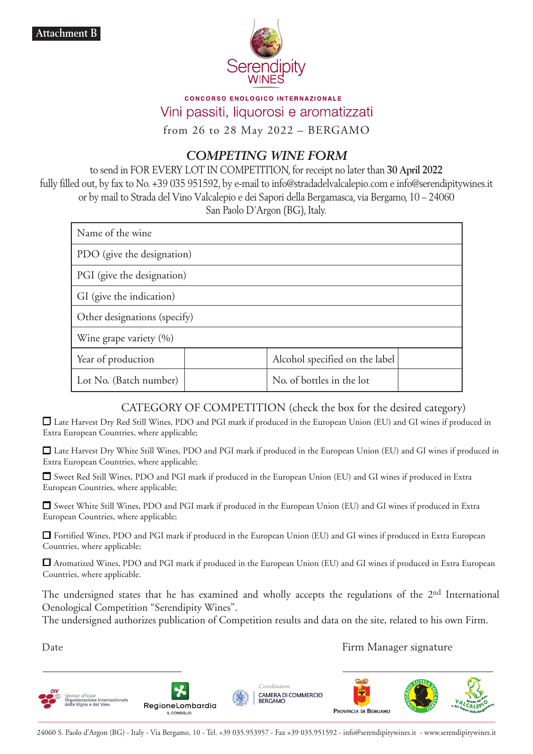**Attachment B**

Serendipity WINES

CONCORSO ENOLOGICO INTERNAZIONALE

Vini passiti, liquorosi e aromatizzati

from 26 to 28 May 2022 – BERGAMO

## *COMPETING WINE FORM*

to send in FOR EVERY LOT IN COMPETITION, for receipt no later than **30 April 2022**
fully filled out, by fax to No. +39 035 951592, by e-mail to info@stradadelvalcalepio.com e info@serendipitywines.it
or by mail to Strada del Vino Valcalepio e dei Sapori della Bergamasca, via Bergamo, 10 – 24060
San Paolo D'Argon (BG), Italy.

| | | | |
|---|---|---|---|
| Name of the wine | | | |
| PDO (give the designation) | | | |
| PGI (give the designation) | | | |
| GI (give the indication) | | | |
| Other designations (specify) | | | |
| Wine grape variety (%) | | | |
| Year of production | | Alcohol specified on the label | |
| Lot No. (Batch number) | | No. of bottles in the lot | |

CATEGORY OF COMPETITION (check the box for the desired category)

- ☐ Late Harvest Dry Red Still Wines, PDO and PGI mark if produced in the European Union (EU) and GI wines if produced in Extra European Countries, where applicable;
- ☐ Late Harvest Dry White Still Wines, PDO and PGI mark if produced in the European Union (EU) and GI wines if produced in Extra European Countries, where applicable;
- ☐ Sweet Red Still Wines, PDO and PGI mark if produced in the European Union (EU) and GI wines if produced in Extra European Countries, where applicable;
- ☐ Sweet White Still Wines, PDO and PGI mark if produced in the European Union (EU) and GI wines if produced in Extra European Countries, where applicable;
- ☐ Fortified Wines, PDO and PGI mark if produced in the European Union (EU) and GI wines if produced in Extra European Countries, where applicable;
- ☐ Aromatized Wines, PDO and PGI mark if produced in the European Union (EU) and GI wines if produced in Extra European Countries, where applicable.

The undersigned states that he has examined and wholly accepts the regulations of the 2nd International Oenological Competition "Serendipity Wines".
The undersigned authorizes publication of Competition results and data on the site, related to his own Firm.

Date

Firm Manager signature

OIV Sponsor ufficiale Organizzazione Internazionale della Vigna e del Vino — RegioneLombardia IL CONSIGLIO — *Coordinatore* CAMERA DI COMMERCIO BERGAMO — PROVINCIA DI BERGAMO — CONSORZIO TUTELA VALCALEPIO — VALCALEPIO Strada del Vino e dei Sapori della Bergamasca

24060 S. Paolo d'Argon (BG) - Italy - Via Bergamo, 10 - Tel. +39 035.953957 - Fax +39 035.951592 - info@serendipitywines.it - www.serendipitywines.it